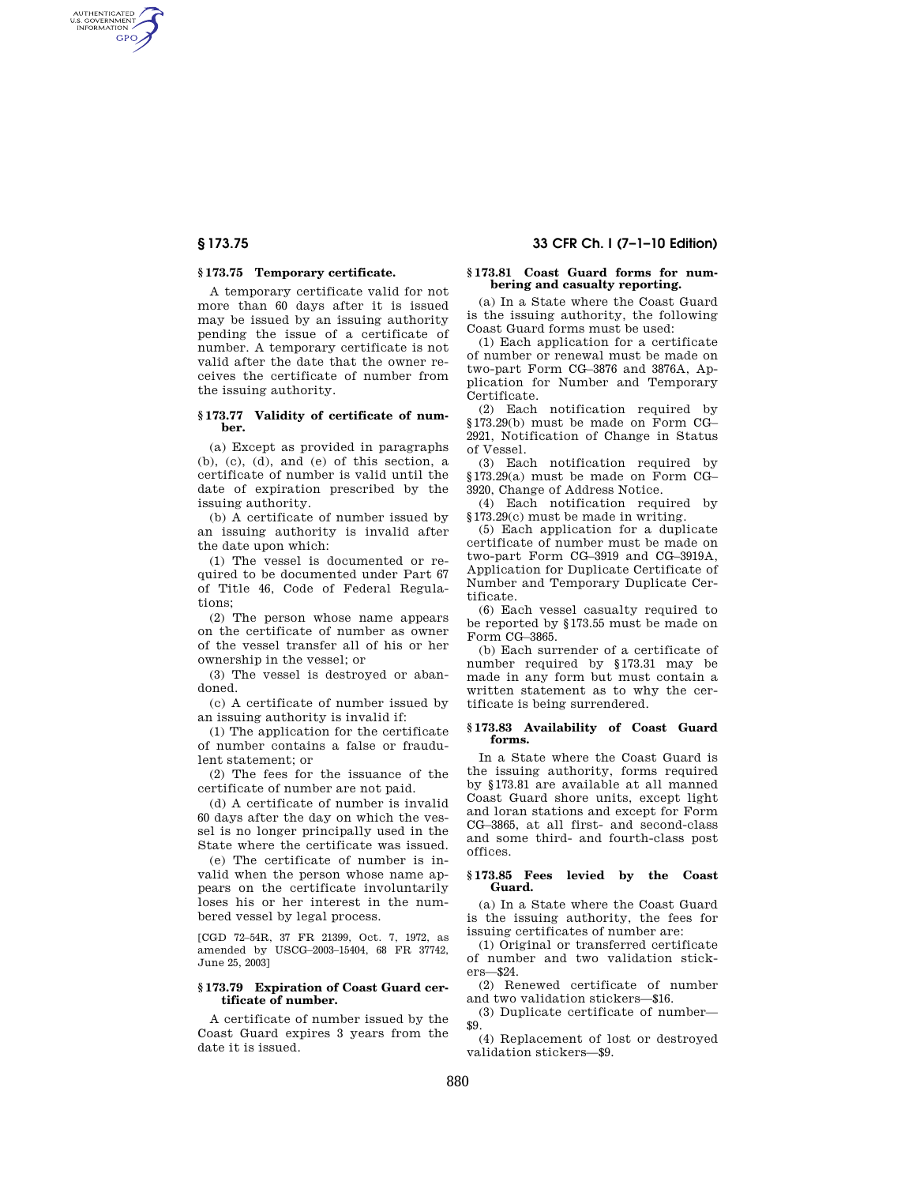### § 173.75 Temporary certificate.

A temporary certificate valid for not more than 60 days after it is issued may be issued by an issuing authority pending the issue of a certificate of number. A temporary certificate is not valid after the date that the owner receives the certificate of number from the issuing authority.

### § 173.77 Validity of certificate of number.

(a) Except as provided in paragraphs (b), (c), (d), and (e) of this section, a certificate of number is valid until the date of expiration prescribed by the issuing authority.

(b) A certificate of number issued by an issuing authority is invalid after the date upon which:

(1) The vessel is documented or required to be documented under Part 67 of Title 46, Code of Federal Regulations;

(2) The person whose name appears on the certificate of number as owner of the vessel transfer all of his or her ownership in the vessel; or

(3) The vessel is destroyed or abandoned.

(c) A certificate of number issued by an issuing authority is invalid if:

(1) The application for the certificate of number contains a false or fraudulent statement; or

(2) The fees for the issuance of the certificate of number are not paid.

(d) A certificate of number is invalid 60 days after the day on which the vessel is no longer principally used in the State where the certificate was issued.

(e) The certificate of number is invalid when the person whose name appears on the certificate involuntarily loses his or her interest in the numbered vessel by legal process.

[CGD 72–54R, 37 FR 21399, Oct. 7, 1972, as amended by USCG–2003–15404, 68 FR 37742, June 25, 2003]

### § 173.79 Expiration of Coast Guard certificate of number.

A certificate of number issued by the Coast Guard expires 3 years from the date it is issued.

### § 173.81 Coast Guard forms for numbering and casualty reporting.

(a) In a State where the Coast Guard is the issuing authority, the following Coast Guard forms must be used:

(1) Each application for a certificate of number or renewal must be made on two-part Form CG–3876 and 3876A, Application for Number and Temporary Certificate.

(2) Each notification required by §173.29(b) must be made on Form CG–2921, Notification of Change in Status of Vessel.

(3) Each notification required by §173.29(a) must be made on Form CG–3920, Change of Address Notice.

(4) Each notification required by §173.29(c) must be made in writing.

(5) Each application for a duplicate certificate of number must be made on two-part Form CG–3919 and CG–3919A, Application for Duplicate Certificate of Number and Temporary Duplicate Certificate.

(6) Each vessel casualty required to be reported by §173.55 must be made on Form CG–3865.

(b) Each surrender of a certificate of number required by §173.31 may be made in any form but must contain a written statement as to why the certificate is being surrendered.

### § 173.83 Availability of Coast Guard forms.

In a State where the Coast Guard is the issuing authority, forms required by §173.81 are available at all manned Coast Guard shore units, except light and loran stations and except for Form CG–3865, at all first- and second-class and some third- and fourth-class post offices.

### § 173.85 Fees levied by the Coast Guard.

(a) In a State where the Coast Guard is the issuing authority, the fees for issuing certificates of number are:

(1) Original or transferred certificate of number and two validation stickers—$24.

(2) Renewed certificate of number and two validation stickers—$16.

(3) Duplicate certificate of number—$9.

(4) Replacement of lost or destroyed validation stickers—$9.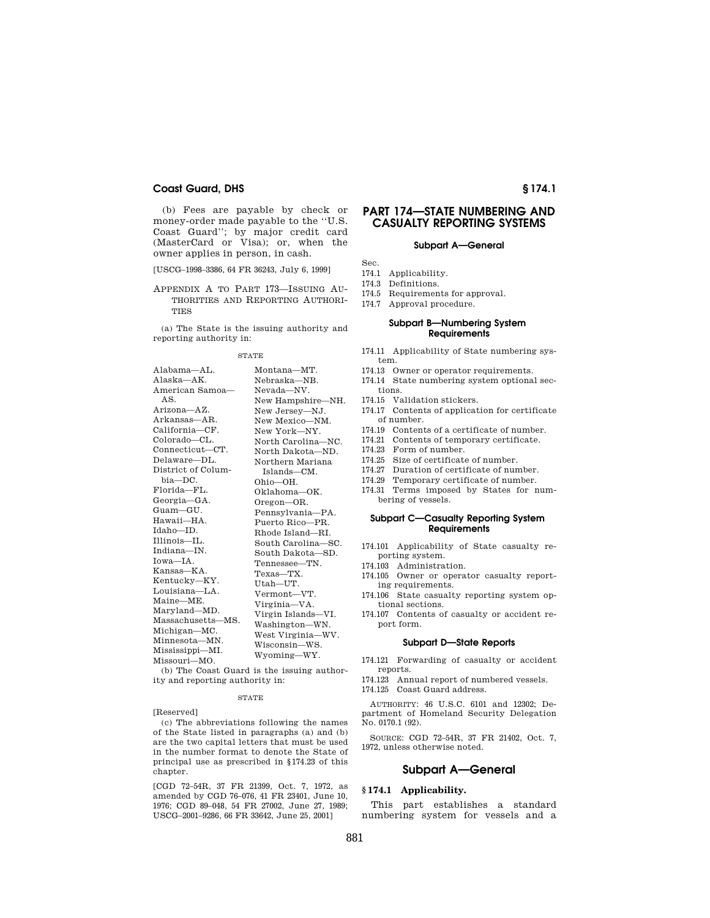(b) Fees are payable by check or money-order made payable to the ''U.S. Coast Guard''; by major credit card (MasterCard or Visa); or, when the owner applies in person, in cash.

[USCG–1998–3386, 64 FR 36243, July 6, 1999]

APPENDIX A TO PART 173—ISSUING AUTHORITIES AND REPORTING AUTHORITIES

(a) The State is the issuing authority and reporting authority in:

STATE

Alabama—AL.
Alaska—AK.
American Samoa—AS.
Arizona—AZ.
Arkansas—AR.
California—CF.
Colorado—CL.
Connecticut—CT.
Delaware—DL.
District of Columbia—DC.
Florida—FL.
Georgia—GA.
Guam—GU.
Hawaii—HA.
Idaho—ID.
Illinois—IL.
Indiana—IN.
Iowa—IA.
Kansas—KA.
Kentucky—KY.
Louisiana—LA.
Maine—ME.
Maryland—MD.
Massachusetts—MS.
Michigan—MC.
Minnesota—MN.
Mississippi—MI.
Missouri—MO.
Montana—MT.
Nebraska—NB.
Nevada—NV.
New Hampshire—NH.
New Jersey—NJ.
New Mexico—NM.
New York—NY.
North Carolina—NC.
North Dakota—ND.
Northern Mariana Islands—CM.
Ohio—OH.
Oklahoma—OK.
Oregon—OR.
Pennsylvania—PA.
Puerto Rico—PR.
Rhode Island—RI.
South Carolina—SC.
South Dakota—SD.
Tennessee—TN.
Texas—TX.
Utah—UT.
Vermont—VT.
Virginia—VA.
Virgin Islands—VI.
Washington—WN.
West Virginia—WV.
Wisconsin—WS.
Wyoming—WY.

(b) The Coast Guard is the issuing authority and reporting authority in:

STATE

[Reserved]

(c) The abbreviations following the names of the State listed in paragraphs (a) and (b) are the two capital letters that must be used in the number format to denote the State of principal use as prescribed in §174.23 of this chapter.

[CGD 72–54R, 37 FR 21399, Oct. 7, 1972, as amended by CGD 76–076, 41 FR 23401, June 10, 1976; CGD 89–048, 54 FR 27002, June 27, 1989; USCG–2001–9286, 66 FR 33642, June 25, 2001]

# PART 174—STATE NUMBERING AND CASUALTY REPORTING SYSTEMS

### Subpart A—General

Sec.
174.1 Applicability.
174.3 Definitions.
174.5 Requirements for approval.
174.7 Approval procedure.

### Subpart B—Numbering System Requirements

174.11 Applicability of State numbering system.
174.13 Owner or operator requirements.
174.14 State numbering system optional sections.
174.15 Validation stickers.
174.17 Contents of application for certificate of number.
174.19 Contents of a certificate of number.
174.21 Contents of temporary certificate.
174.23 Form of number.
174.25 Size of certificate of number.
174.27 Duration of certificate of number.
174.29 Temporary certificate of number.
174.31 Terms imposed by States for numbering of vessels.

### Subpart C—Casualty Reporting System Requirements

174.101 Applicability of State casualty reporting system.
174.103 Administration.
174.105 Owner or operator casualty reporting requirements.
174.106 State casualty reporting system optional sections.
174.107 Contents of casualty or accident report form.

### Subpart D—State Reports

174.121 Forwarding of casualty or accident reports.
174.123 Annual report of numbered vessels.
174.125 Coast Guard address.

AUTHORITY: 46 U.S.C. 6101 and 12302; Department of Homeland Security Delegation No. 0170.1 (92).

SOURCE: CGD 72–54R, 37 FR 21402, Oct. 7, 1972, unless otherwise noted.

## Subpart A—General

### § 174.1 Applicability.

This part establishes a standard numbering system for vessels and a